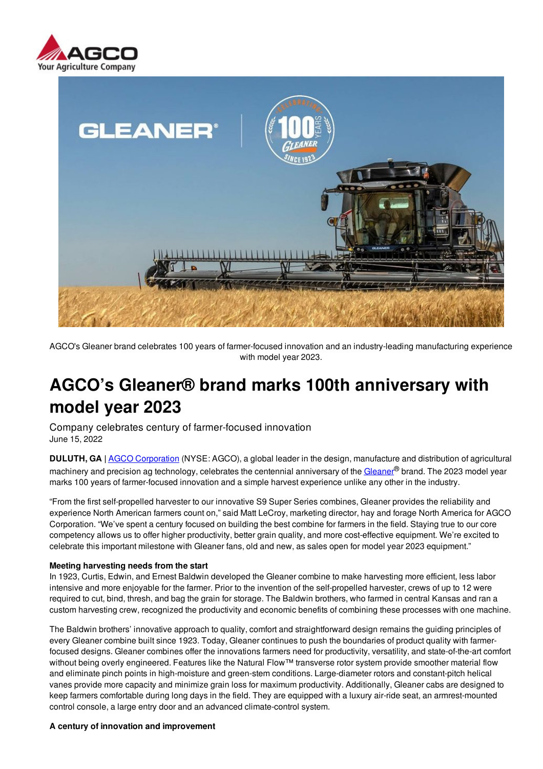AGCO's Gleaner brand celebrates 100 years of farmer-focused innovation and an industry-leading manufacturing experience with model year 2023.

# AGCO's Gleaner® brand marks 100th anniversary with model year 2023

Company celebrates century of farmer-focused innovation

June 15, 2022

**DULUTH, GA** | AGCO Corporation (NYSE: AGCO), a global leader in the design, manufacture and distribution of agricultural machinery and precision ag technology, celebrates the centennial anniversary of the Gleaner® brand. The 2023 model year marks 100 years of farmer-focused innovation and a simple harvest experience unlike any other in the industry.

"From the first self-propelled harvester to our innovative S9 Super Series combines, Gleaner provides the reliability and experience North American farmers count on," said Matt LeCroy, marketing director, hay and forage North America for AGCO Corporation. "We've spent a century focused on building the best combine for farmers in the field. Staying true to our core competency allows us to offer higher productivity, better grain quality, and more cost-effective equipment. We're excited to celebrate this important milestone with Gleaner fans, old and new, as sales open for model year 2023 equipment."

**Meeting harvesting needs from the start**

In 1923, Curtis, Edwin, and Ernest Baldwin developed the Gleaner combine to make harvesting more efficient, less labor intensive and more enjoyable for the farmer. Prior to the invention of the self-propelled harvester, crews of up to 12 were required to cut, bind, thresh, and bag the grain for storage. The Baldwin brothers, who farmed in central Kansas and ran a custom harvesting crew, recognized the productivity and economic benefits of combining these processes with one machine.

The Baldwin brothers' innovative approach to quality, comfort and straightforward design remains the guiding principles of every Gleaner combine built since 1923. Today, Gleaner continues to push the boundaries of product quality with farmer-focused designs. Gleaner combines offer the innovations farmers need for productivity, versatility, and state-of-the-art comfort without being overly engineered. Features like the Natural Flow™ transverse rotor system provide smoother material flow and eliminate pinch points in high-moisture and green-stem conditions. Large-diameter rotors and constant-pitch helical vanes provide more capacity and minimize grain loss for maximum productivity. Additionally, Gleaner cabs are designed to keep farmers comfortable during long days in the field. They are equipped with a luxury air-ride seat, an armrest-mounted control console, a large entry door and an advanced climate-control system.

**A century of innovation and improvement**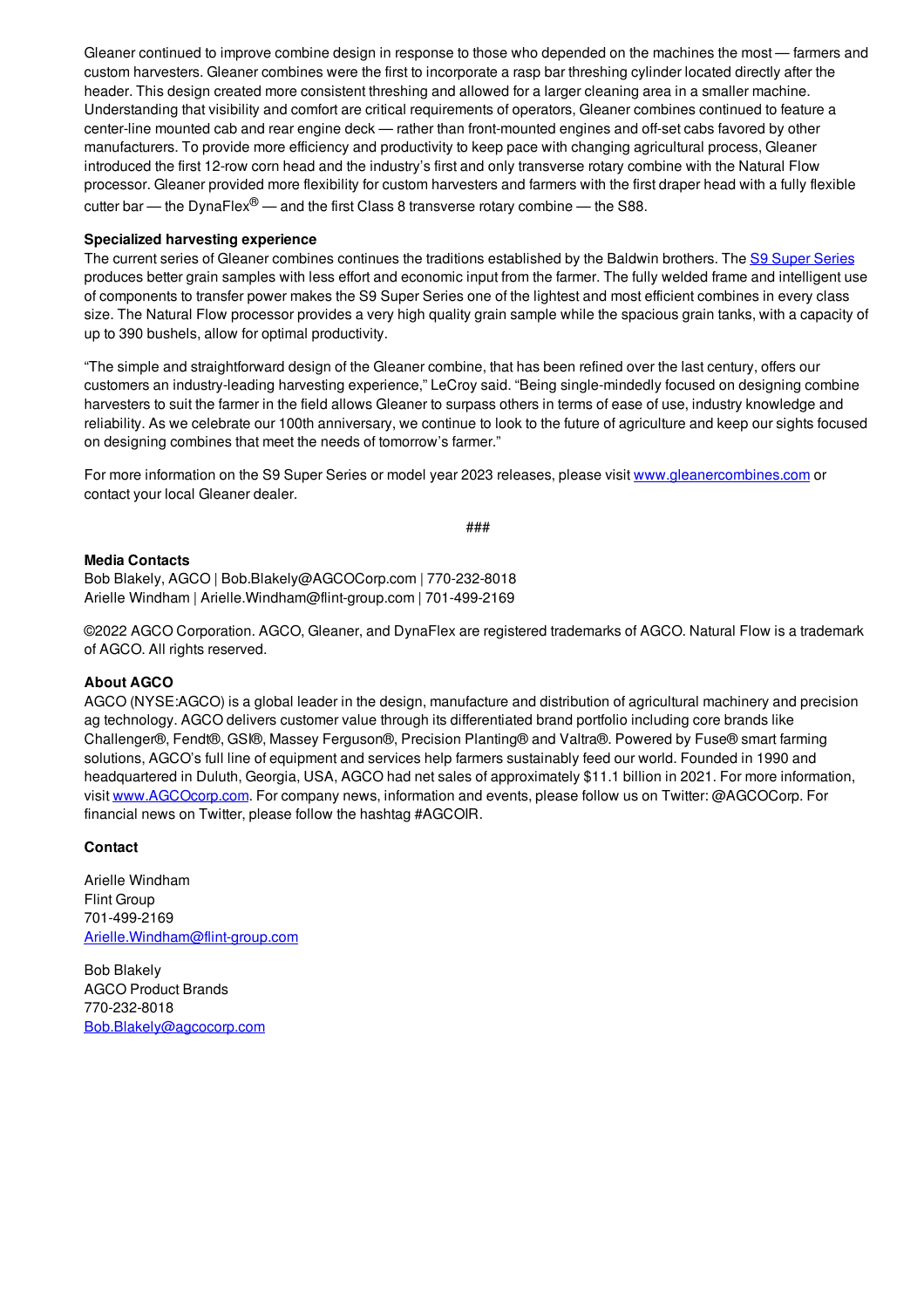Gleaner continued to improve combine design in response to those who depended on the machines the most — farmers and custom harvesters. Gleaner combines were the first to incorporate a rasp bar threshing cylinder located directly after the header. This design created more consistent threshing and allowed for a larger cleaning area in a smaller machine. Understanding that visibility and comfort are critical requirements of operators, Gleaner combines continued to feature a center-line mounted cab and rear engine deck — rather than front-mounted engines and off-set cabs favored by other manufacturers. To provide more efficiency and productivity to keep pace with changing agricultural process, Gleaner introduced the first 12-row corn head and the industry's first and only transverse rotary combine with the Natural Flow processor. Gleaner provided more flexibility for custom harvesters and farmers with the first draper head with a fully flexible cutter bar — the DynaFlex® — and the first Class 8 transverse rotary combine — the S88.

**Specialized harvesting experience**

The current series of Gleaner combines continues the traditions established by the Baldwin brothers. The [S9 Super Series](#) produces better grain samples with less effort and economic input from the farmer. The fully welded frame and intelligent use of components to transfer power makes the S9 Super Series one of the lightest and most efficient combines in every class size. The Natural Flow processor provides a very high quality grain sample while the spacious grain tanks, with a capacity of up to 390 bushels, allow for optimal productivity.

"The simple and straightforward design of the Gleaner combine, that has been refined over the last century, offers our customers an industry-leading harvesting experience," LeCroy said. "Being single-mindedly focused on designing combine harvesters to suit the farmer in the field allows Gleaner to surpass others in terms of ease of use, industry knowledge and reliability. As we celebrate our 100th anniversary, we continue to look to the future of agriculture and keep our sights focused on designing combines that meet the needs of tomorrow's farmer."

For more information on the S9 Super Series or model year 2023 releases, please visit [www.gleanercombines.com](http://www.gleanercombines.com) or contact your local Gleaner dealer.

###

**Media Contacts**

Bob Blakely, AGCO | Bob.Blakely@AGCOCorp.com | 770-232-8018
Arielle Windham | Arielle.Windham@flint-group.com | 701-499-2169

©2022 AGCO Corporation. AGCO, Gleaner, and DynaFlex are registered trademarks of AGCO. Natural Flow is a trademark of AGCO. All rights reserved.

**About AGCO**

AGCO (NYSE:AGCO) is a global leader in the design, manufacture and distribution of agricultural machinery and precision ag technology. AGCO delivers customer value through its differentiated brand portfolio including core brands like Challenger®, Fendt®, GSI®, Massey Ferguson®, Precision Planting® and Valtra®. Powered by Fuse® smart farming solutions, AGCO's full line of equipment and services help farmers sustainably feed our world. Founded in 1990 and headquartered in Duluth, Georgia, USA, AGCO had net sales of approximately $11.1 billion in 2021. For more information, visit [www.AGCOcorp.com](http://www.AGCOcorp.com). For company news, information and events, please follow us on Twitter: @AGCOCorp. For financial news on Twitter, please follow the hashtag #AGCOIR.

**Contact**

Arielle Windham
Flint Group
701-499-2169
[Arielle.Windham@flint-group.com](mailto:Arielle.Windham@flint-group.com)

Bob Blakely
AGCO Product Brands
770-232-8018
[Bob.Blakely@agcocorp.com](mailto:Bob.Blakely@agcocorp.com)